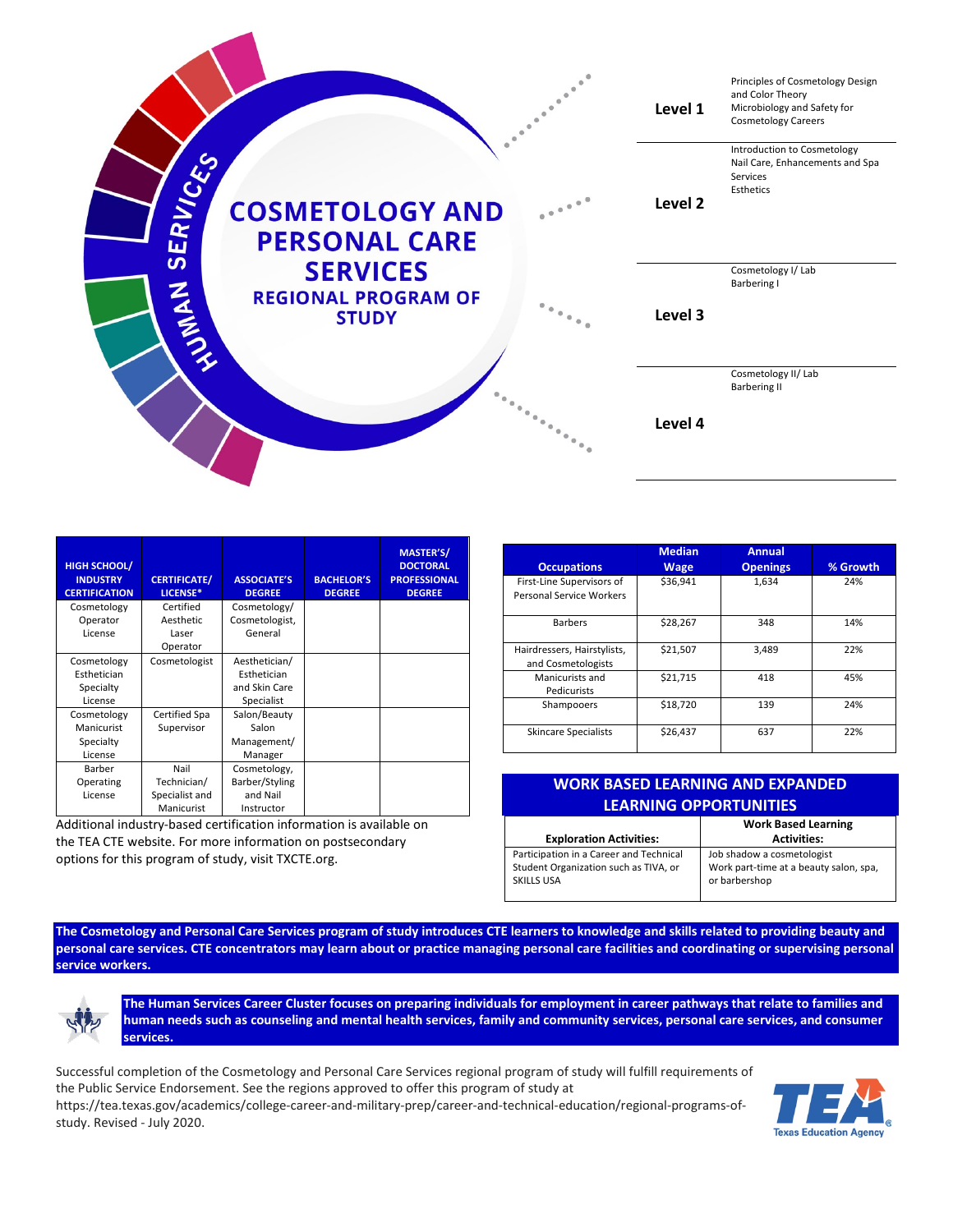# COSMETOLOGY AND PERSONAL CARE SERVICES

## REGIONAL PROGRAM OF STUDY

HUMAN SERVICES

| Level | Courses |
|---|---|
| **Level 1** | Principles of Cosmetology Design and Color Theory<br>Microbiology and Safety for Cosmetology Careers |
| **Level 2** | Introduction to Cosmetology<br>Nail Care, Enhancements and Spa Services<br>Esthetics |
| **Level 3** | Cosmetology I/ Lab<br>Barbering I |
| **Level 4** | Cosmetology II/ Lab<br>Barbering II |

| HIGH SCHOOL/ INDUSTRY CERTIFICATION | CERTIFICATE/ LICENSE* | ASSOCIATE'S DEGREE | BACHELOR'S DEGREE | MASTER'S/ DOCTORAL PROFESSIONAL DEGREE |
|---|---|---|---|---|
| Cosmetology Operator License | Certified Aesthetic Laser Operator | Cosmetology/ Cosmetologist, General | | |
| Cosmetology Esthetician Specialty License | Cosmetologist | Aesthetician/ Esthetician and Skin Care Specialist | | |
| Cosmetology Manicurist Specialty License | Certified Spa Supervisor | Salon/Beauty Salon Management/ Manager | | |
| Barber Operating License | Nail Technician/ Specialist and Manicurist | Cosmetology, Barber/Styling and Nail Instructor | | |

Additional industry-based certification information is available on the TEA CTE website. For more information on postsecondary options for this program of study, visit TXCTE.org.

| Occupations | Median Wage | Annual Openings | % Growth |
|---|---|---|---|
| First-Line Supervisors of Personal Service Workers | $36,941 | 1,634 | 24% |
| Barbers | $28,267 | 348 | 14% |
| Hairdressers, Hairstylists, and Cosmetologists | $21,507 | 3,489 | 22% |
| Manicurists and Pedicurists | $21,715 | 418 | 45% |
| Shampooers | $18,720 | 139 | 24% |
| Skincare Specialists | $26,437 | 637 | 22% |

## WORK BASED LEARNING AND EXPANDED LEARNING OPPORTUNITIES

| Exploration Activities: | Work Based Learning Activities: |
|---|---|
| Participation in a Career and Technical Student Organization such as TIVA, or SKILLS USA | Job shadow a cosmetologist<br>Work part-time at a beauty salon, spa, or barbershop |

**The Cosmetology and Personal Care Services program of study introduces CTE learners to knowledge and skills related to providing beauty and personal care services. CTE concentrators may learn about or practice managing personal care facilities and coordinating or supervising personal service workers.**

**The Human Services Career Cluster focuses on preparing individuals for employment in career pathways that relate to families and human needs such as counseling and mental health services, family and community services, personal care services, and consumer services.**

Successful completion of the Cosmetology and Personal Care Services regional program of study will fulfill requirements of the Public Service Endorsement. See the regions approved to offer this program of study at https://tea.texas.gov/academics/college-career-and-military-prep/career-and-technical-education/regional-programs-of-study. Revised - July 2020.

TEA Texas Education Agency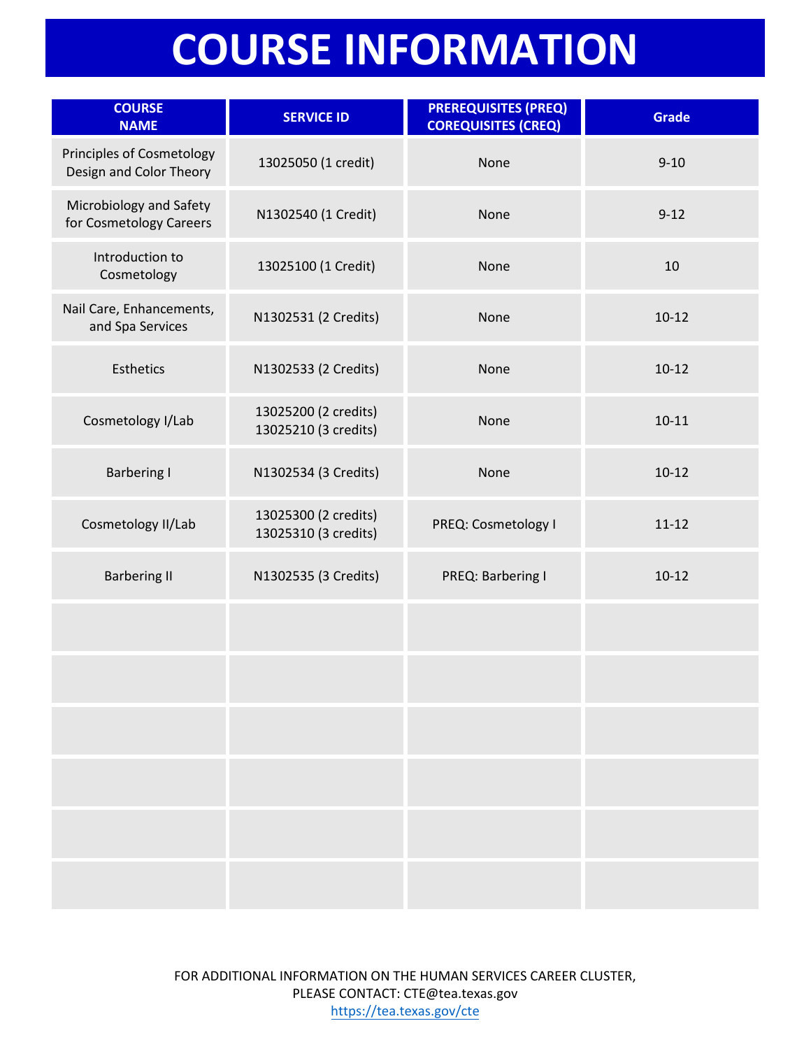# COURSE INFORMATION

| COURSE NAME | SERVICE ID | PREREQUISITES (PREQ) COREQUISITES (CREQ) | Grade |
|---|---|---|---|
| Principles of Cosmetology Design and Color Theory | 13025050 (1 credit) | None | 9-10 |
| Microbiology and Safety for Cosmetology Careers | N1302540 (1 Credit) | None | 9-12 |
| Introduction to Cosmetology | 13025100 (1 Credit) | None | 10 |
| Nail Care, Enhancements, and Spa Services | N1302531 (2 Credits) | None | 10-12 |
| Esthetics | N1302533 (2 Credits) | None | 10-12 |
| Cosmetology I/Lab | 13025200 (2 credits) 13025210 (3 credits) | None | 10-11 |
| Barbering I | N1302534 (3 Credits) | None | 10-12 |
| Cosmetology II/Lab | 13025300 (2 credits) 13025310 (3 credits) | PREQ: Cosmetology I | 11-12 |
| Barbering II | N1302535 (3 Credits) | PREQ: Barbering I | 10-12 |
| | | | |
| | | | |
| | | | |
| | | | |
| | | | |
| | | | |

FOR ADDITIONAL INFORMATION ON THE HUMAN SERVICES CAREER CLUSTER, PLEASE CONTACT: CTE@tea.texas.gov
https://tea.texas.gov/cte